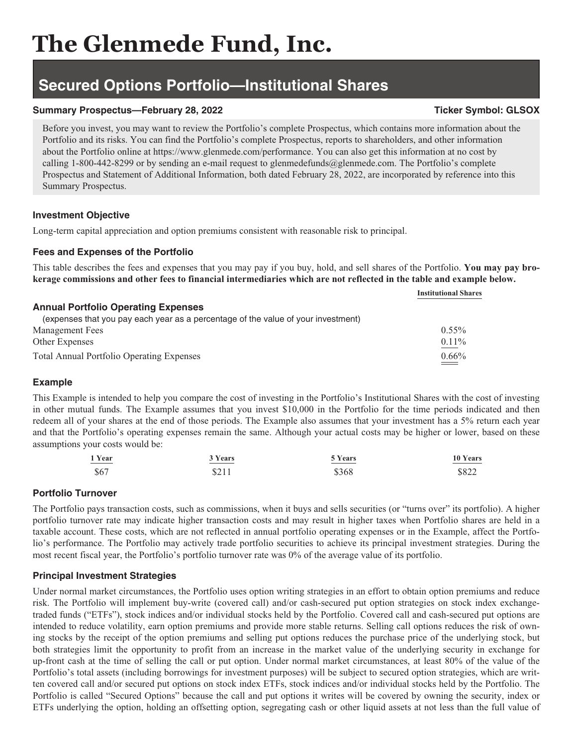# The Glenmede Fund, Inc.

## Secured Options Portfolio—Institutional Shares

**Summary Prospectus—February 28, 2022** **Ticker Symbol: GLSOX**

Before you invest, you may want to review the Portfolio's complete Prospectus, which contains more information about the Portfolio and its risks. You can find the Portfolio's complete Prospectus, reports to shareholders, and other information about the Portfolio online at https://www.glenmede.com/performance. You can also get this information at no cost by calling 1-800-442-8299 or by sending an e-mail request to glenmedefunds@glenmede.com. The Portfolio's complete Prospectus and Statement of Additional Information, both dated February 28, 2022, are incorporated by reference into this Summary Prospectus.

### Investment Objective

Long-term capital appreciation and option premiums consistent with reasonable risk to principal.

### Fees and Expenses of the Portfolio

This table describes the fees and expenses that you may pay if you buy, hold, and sell shares of the Portfolio. **You may pay brokerage commissions and other fees to financial intermediaries which are not reflected in the table and example below.**

| | Institutional Shares |
|---|---|
| **Annual Portfolio Operating Expenses** (expenses that you pay each year as a percentage of the value of your investment) | |
| Management Fees | 0.55% |
| Other Expenses | 0.11% |
| Total Annual Portfolio Operating Expenses | 0.66% |

### Example

This Example is intended to help you compare the cost of investing in the Portfolio's Institutional Shares with the cost of investing in other mutual funds. The Example assumes that you invest $10,000 in the Portfolio for the time periods indicated and then redeem all of your shares at the end of those periods. The Example also assumes that your investment has a 5% return each year and that the Portfolio's operating expenses remain the same. Although your actual costs may be higher or lower, based on these assumptions your costs would be:

| 1 Year | 3 Years | 5 Years | 10 Years |
|---|---|---|---|
| $67 | $211 | $368 | $822 |

### Portfolio Turnover

The Portfolio pays transaction costs, such as commissions, when it buys and sells securities (or "turns over" its portfolio). A higher portfolio turnover rate may indicate higher transaction costs and may result in higher taxes when Portfolio shares are held in a taxable account. These costs, which are not reflected in annual portfolio operating expenses or in the Example, affect the Portfolio's performance. The Portfolio may actively trade portfolio securities to achieve its principal investment strategies. During the most recent fiscal year, the Portfolio's portfolio turnover rate was 0% of the average value of its portfolio.

### Principal Investment Strategies

Under normal market circumstances, the Portfolio uses option writing strategies in an effort to obtain option premiums and reduce risk. The Portfolio will implement buy-write (covered call) and/or cash-secured put option strategies on stock index exchange-traded funds ("ETFs"), stock indices and/or individual stocks held by the Portfolio. Covered call and cash-secured put options are intended to reduce volatility, earn option premiums and provide more stable returns. Selling call options reduces the risk of owning stocks by the receipt of the option premiums and selling put options reduces the purchase price of the underlying stock, but both strategies limit the opportunity to profit from an increase in the market value of the underlying security in exchange for up-front cash at the time of selling the call or put option. Under normal market circumstances, at least 80% of the value of the Portfolio's total assets (including borrowings for investment purposes) will be subject to secured option strategies, which are written covered call and/or secured put options on stock index ETFs, stock indices and/or individual stocks held by the Portfolio. The Portfolio is called "Secured Options" because the call and put options it writes will be covered by owning the security, index or ETFs underlying the option, holding an offsetting option, segregating cash or other liquid assets at not less than the full value of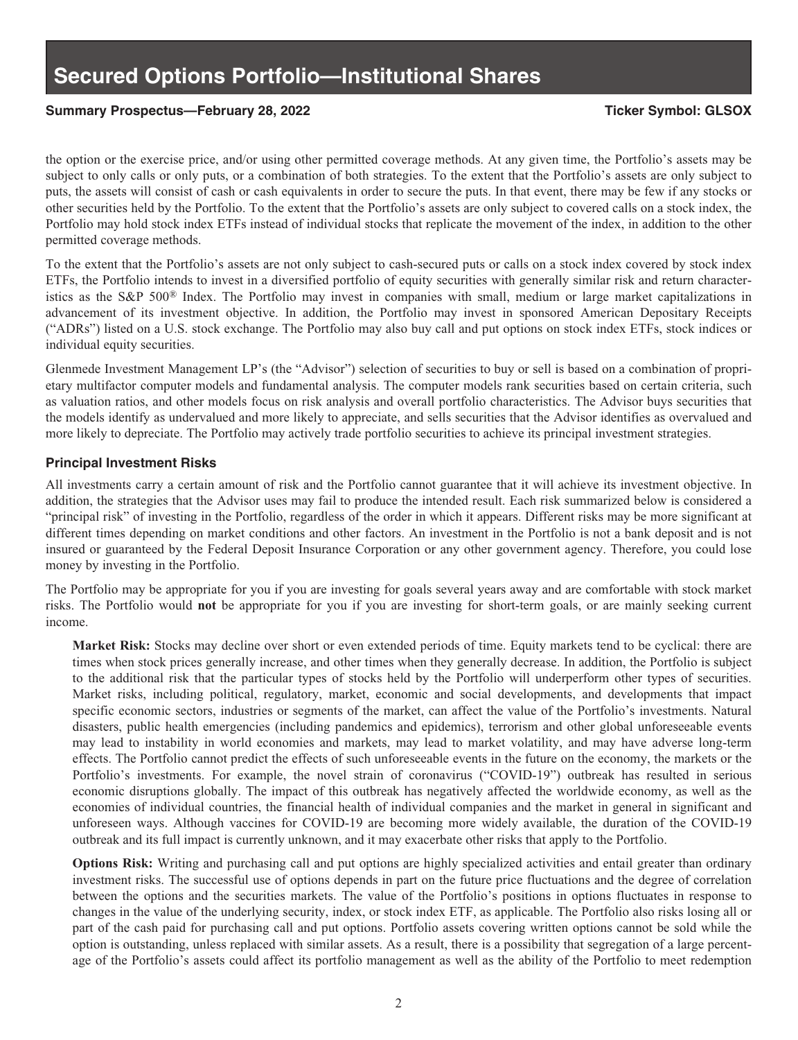the option or the exercise price, and/or using other permitted coverage methods. At any given time, the Portfolio's assets may be subject to only calls or only puts, or a combination of both strategies. To the extent that the Portfolio's assets are only subject to puts, the assets will consist of cash or cash equivalents in order to secure the puts. In that event, there may be few if any stocks or other securities held by the Portfolio. To the extent that the Portfolio's assets are only subject to covered calls on a stock index, the Portfolio may hold stock index ETFs instead of individual stocks that replicate the movement of the index, in addition to the other permitted coverage methods.

To the extent that the Portfolio's assets are not only subject to cash-secured puts or calls on a stock index covered by stock index ETFs, the Portfolio intends to invest in a diversified portfolio of equity securities with generally similar risk and return characteristics as the S&P 500® Index. The Portfolio may invest in companies with small, medium or large market capitalizations in advancement of its investment objective. In addition, the Portfolio may invest in sponsored American Depositary Receipts ("ADRs") listed on a U.S. stock exchange. The Portfolio may also buy call and put options on stock index ETFs, stock indices or individual equity securities.

Glenmede Investment Management LP's (the "Advisor") selection of securities to buy or sell is based on a combination of proprietary multifactor computer models and fundamental analysis. The computer models rank securities based on certain criteria, such as valuation ratios, and other models focus on risk analysis and overall portfolio characteristics. The Advisor buys securities that the models identify as undervalued and more likely to appreciate, and sells securities that the Advisor identifies as overvalued and more likely to depreciate. The Portfolio may actively trade portfolio securities to achieve its principal investment strategies.

### Principal Investment Risks

All investments carry a certain amount of risk and the Portfolio cannot guarantee that it will achieve its investment objective. In addition, the strategies that the Advisor uses may fail to produce the intended result. Each risk summarized below is considered a "principal risk" of investing in the Portfolio, regardless of the order in which it appears. Different risks may be more significant at different times depending on market conditions and other factors. An investment in the Portfolio is not a bank deposit and is not insured or guaranteed by the Federal Deposit Insurance Corporation or any other government agency. Therefore, you could lose money by investing in the Portfolio.

The Portfolio may be appropriate for you if you are investing for goals several years away and are comfortable with stock market risks. The Portfolio would **not** be appropriate for you if you are investing for short-term goals, or are mainly seeking current income.

**Market Risk:** Stocks may decline over short or even extended periods of time. Equity markets tend to be cyclical: there are times when stock prices generally increase, and other times when they generally decrease. In addition, the Portfolio is subject to the additional risk that the particular types of stocks held by the Portfolio will underperform other types of securities. Market risks, including political, regulatory, market, economic and social developments, and developments that impact specific economic sectors, industries or segments of the market, can affect the value of the Portfolio's investments. Natural disasters, public health emergencies (including pandemics and epidemics), terrorism and other global unforeseeable events may lead to instability in world economies and markets, may lead to market volatility, and may have adverse long-term effects. The Portfolio cannot predict the effects of such unforeseeable events in the future on the economy, the markets or the Portfolio's investments. For example, the novel strain of coronavirus ("COVID-19") outbreak has resulted in serious economic disruptions globally. The impact of this outbreak has negatively affected the worldwide economy, as well as the economies of individual countries, the financial health of individual companies and the market in general in significant and unforeseen ways. Although vaccines for COVID-19 are becoming more widely available, the duration of the COVID-19 outbreak and its full impact is currently unknown, and it may exacerbate other risks that apply to the Portfolio.

**Options Risk:** Writing and purchasing call and put options are highly specialized activities and entail greater than ordinary investment risks. The successful use of options depends in part on the future price fluctuations and the degree of correlation between the options and the securities markets. The value of the Portfolio's positions in options fluctuates in response to changes in the value of the underlying security, index, or stock index ETF, as applicable. The Portfolio also risks losing all or part of the cash paid for purchasing call and put options. Portfolio assets covering written options cannot be sold while the option is outstanding, unless replaced with similar assets. As a result, there is a possibility that segregation of a large percentage of the Portfolio's assets could affect its portfolio management as well as the ability of the Portfolio to meet redemption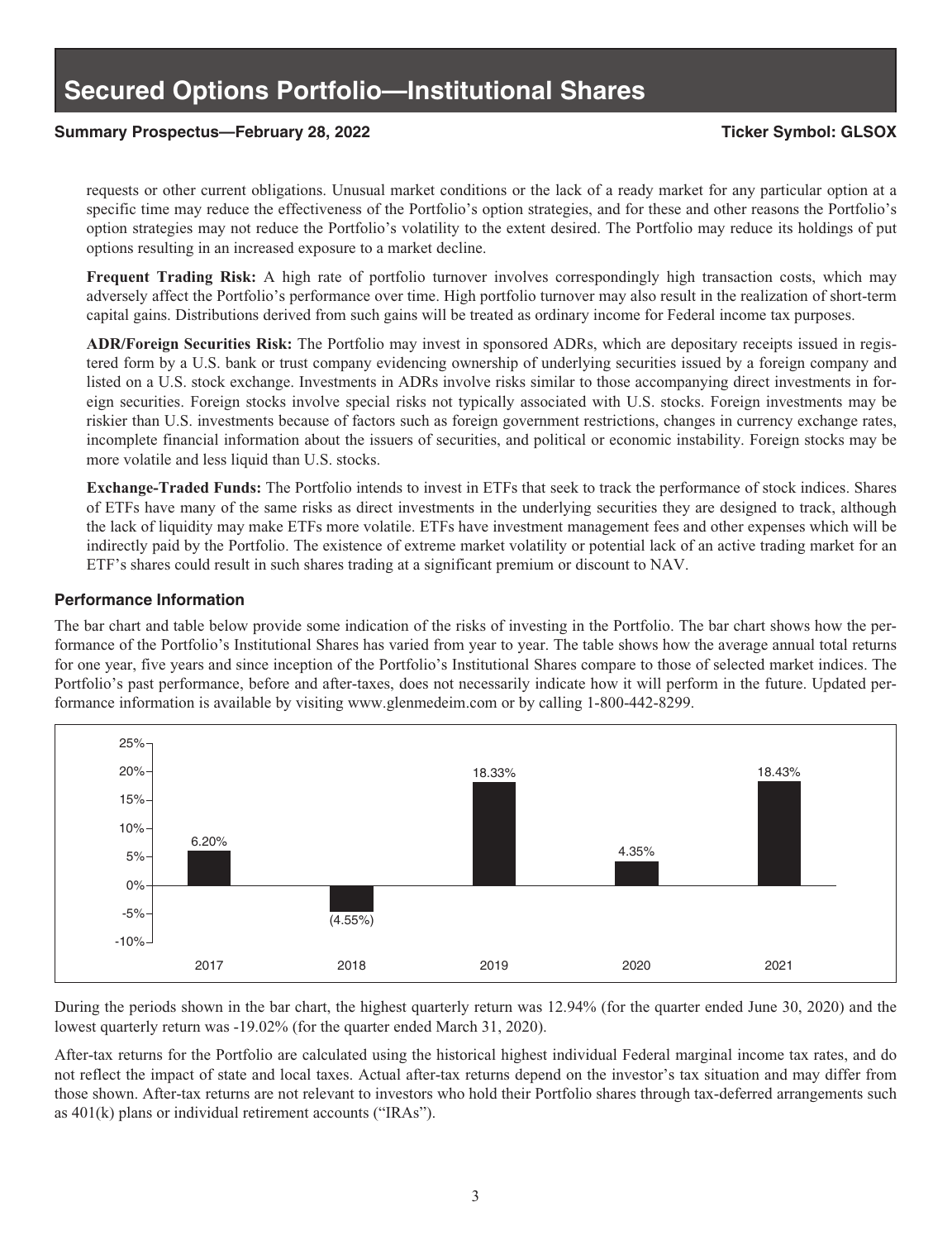requests or other current obligations. Unusual market conditions or the lack of a ready market for any particular option at a specific time may reduce the effectiveness of the Portfolio's option strategies, and for these and other reasons the Portfolio's option strategies may not reduce the Portfolio's volatility to the extent desired. The Portfolio may reduce its holdings of put options resulting in an increased exposure to a market decline.

**Frequent Trading Risk:** A high rate of portfolio turnover involves correspondingly high transaction costs, which may adversely affect the Portfolio's performance over time. High portfolio turnover may also result in the realization of short-term capital gains. Distributions derived from such gains will be treated as ordinary income for Federal income tax purposes.

**ADR/Foreign Securities Risk:** The Portfolio may invest in sponsored ADRs, which are depositary receipts issued in registered form by a U.S. bank or trust company evidencing ownership of underlying securities issued by a foreign company and listed on a U.S. stock exchange. Investments in ADRs involve risks similar to those accompanying direct investments in foreign securities. Foreign stocks involve special risks not typically associated with U.S. stocks. Foreign investments may be riskier than U.S. investments because of factors such as foreign government restrictions, changes in currency exchange rates, incomplete financial information about the issuers of securities, and political or economic instability. Foreign stocks may be more volatile and less liquid than U.S. stocks.

**Exchange-Traded Funds:** The Portfolio intends to invest in ETFs that seek to track the performance of stock indices. Shares of ETFs have many of the same risks as direct investments in the underlying securities they are designed to track, although the lack of liquidity may make ETFs more volatile. ETFs have investment management fees and other expenses which will be indirectly paid by the Portfolio. The existence of extreme market volatility or potential lack of an active trading market for an ETF's shares could result in such shares trading at a significant premium or discount to NAV.

### Performance Information

The bar chart and table below provide some indication of the risks of investing in the Portfolio. The bar chart shows how the performance of the Portfolio's Institutional Shares has varied from year to year. The table shows how the average annual total returns for one year, five years and since inception of the Portfolio's Institutional Shares compare to those of selected market indices. The Portfolio's past performance, before and after-taxes, does not necessarily indicate how it will perform in the future. Updated performance information is available by visiting www.glenmedeim.com or by calling 1-800-442-8299.

| Year | Return |
|---|---|
| 2017 | 6.20% |
| 2018 | (4.55%) |
| 2019 | 18.33% |
| 2020 | 4.35% |
| 2021 | 18.43% |

During the periods shown in the bar chart, the highest quarterly return was 12.94% (for the quarter ended June 30, 2020) and the lowest quarterly return was -19.02% (for the quarter ended March 31, 2020).

After-tax returns for the Portfolio are calculated using the historical highest individual Federal marginal income tax rates, and do not reflect the impact of state and local taxes. Actual after-tax returns depend on the investor's tax situation and may differ from those shown. After-tax returns are not relevant to investors who hold their Portfolio shares through tax-deferred arrangements such as 401(k) plans or individual retirement accounts ("IRAs").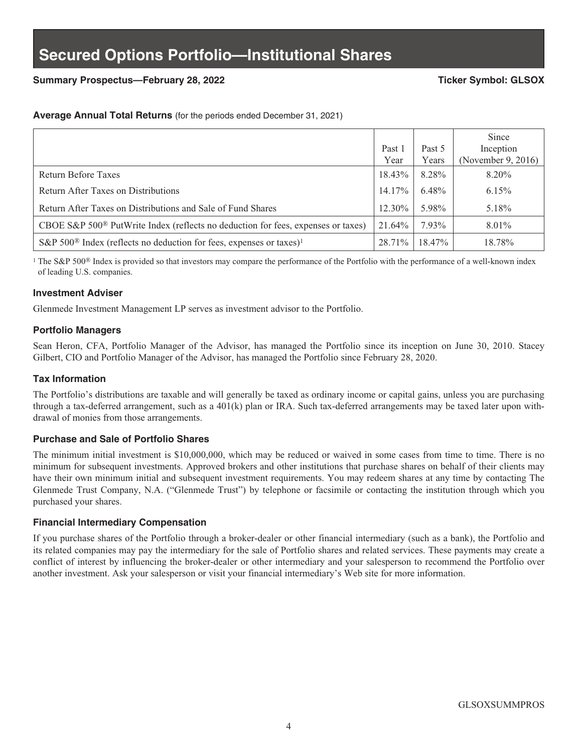# Secured Options Portfolio—Institutional Shares

**Summary Prospectus—February 28, 2022** **Ticker Symbol: GLSOX**

**Average Annual Total Returns** (for the periods ended December 31, 2021)

| | Past 1 Year | Past 5 Years | Since Inception (November 9, 2016) |
|---|---|---|---|
| Return Before Taxes | 18.43% | 8.28% | 8.20% |
| Return After Taxes on Distributions | 14.17% | 6.48% | 6.15% |
| Return After Taxes on Distributions and Sale of Fund Shares | 12.30% | 5.98% | 5.18% |
| CBOE S&P 500® PutWrite Index (reflects no deduction for fees, expenses or taxes) | 21.64% | 7.93% | 8.01% |
| S&P 500® Index (reflects no deduction for fees, expenses or taxes)[1] | 28.71% | 18.47% | 18.78% |

[1] The S&P 500® Index is provided so that investors may compare the performance of the Portfolio with the performance of a well-known index of leading U.S. companies.

### Investment Adviser

Glenmede Investment Management LP serves as investment advisor to the Portfolio.

### Portfolio Managers

Sean Heron, CFA, Portfolio Manager of the Advisor, has managed the Portfolio since its inception on June 30, 2010. Stacey Gilbert, CIO and Portfolio Manager of the Advisor, has managed the Portfolio since February 28, 2020.

### Tax Information

The Portfolio's distributions are taxable and will generally be taxed as ordinary income or capital gains, unless you are purchasing through a tax-deferred arrangement, such as a 401(k) plan or IRA. Such tax-deferred arrangements may be taxed later upon withdrawal of monies from those arrangements.

### Purchase and Sale of Portfolio Shares

The minimum initial investment is $10,000,000, which may be reduced or waived in some cases from time to time. There is no minimum for subsequent investments. Approved brokers and other institutions that purchase shares on behalf of their clients may have their own minimum initial and subsequent investment requirements. You may redeem shares at any time by contacting The Glenmede Trust Company, N.A. ("Glenmede Trust") by telephone or facsimile or contacting the institution through which you purchased your shares.

### Financial Intermediary Compensation

If you purchase shares of the Portfolio through a broker-dealer or other financial intermediary (such as a bank), the Portfolio and its related companies may pay the intermediary for the sale of Portfolio shares and related services. These payments may create a conflict of interest by influencing the broker-dealer or other intermediary and your salesperson to recommend the Portfolio over another investment. Ask your salesperson or visit your financial intermediary's Web site for more information.

GLSOXSUMMPROS